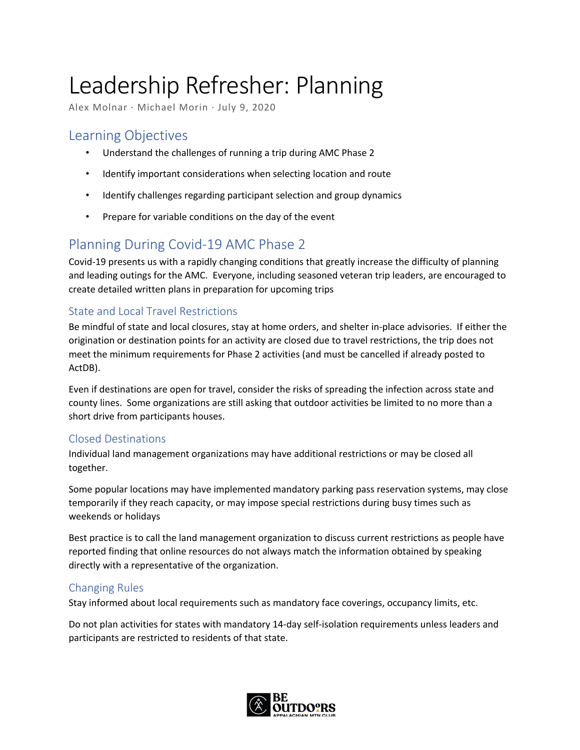# Leadership Refresher: Planning

Alex Molnar · Michael Morin · July 9, 2020

## Learning Objectives

- Understand the challenges of running a trip during AMC Phase 2
- Identify important considerations when selecting location and route
- Identify challenges regarding participant selection and group dynamics
- Prepare for variable conditions on the day of the event

## Planning During Covid-19 AMC Phase 2

Covid-19 presents us with a rapidly changing conditions that greatly increase the difficulty of planning and leading outings for the AMC. Everyone, including seasoned veteran trip leaders, are encouraged to create detailed written plans in preparation for upcoming trips

### State and Local Travel Restrictions

Be mindful of state and local closures, stay at home orders, and shelter in-place advisories. If either the origination or destination points for an activity are closed due to travel restrictions, the trip does not meet the minimum requirements for Phase 2 activities (and must be cancelled if already posted to ActDB).

Even if destinations are open for travel, consider the risks of spreading the infection across state and county lines. Some organizations are still asking that outdoor activities be limited to no more than a short drive from participants houses.

### Closed Destinations

Individual land management organizations may have additional restrictions or may be closed all together.

Some popular locations may have implemented mandatory parking pass reservation systems, may close temporarily if they reach capacity, or may impose special restrictions during busy times such as weekends or holidays

Best practice is to call the land management organization to discuss current restrictions as people have reported finding that online resources do not always match the information obtained by speaking directly with a representative of the organization.

### Changing Rules

Stay informed about local requirements such as mandatory face coverings, occupancy limits, etc.

Do not plan activities for states with mandatory 14-day self-isolation requirements unless leaders and participants are restricted to residents of that state.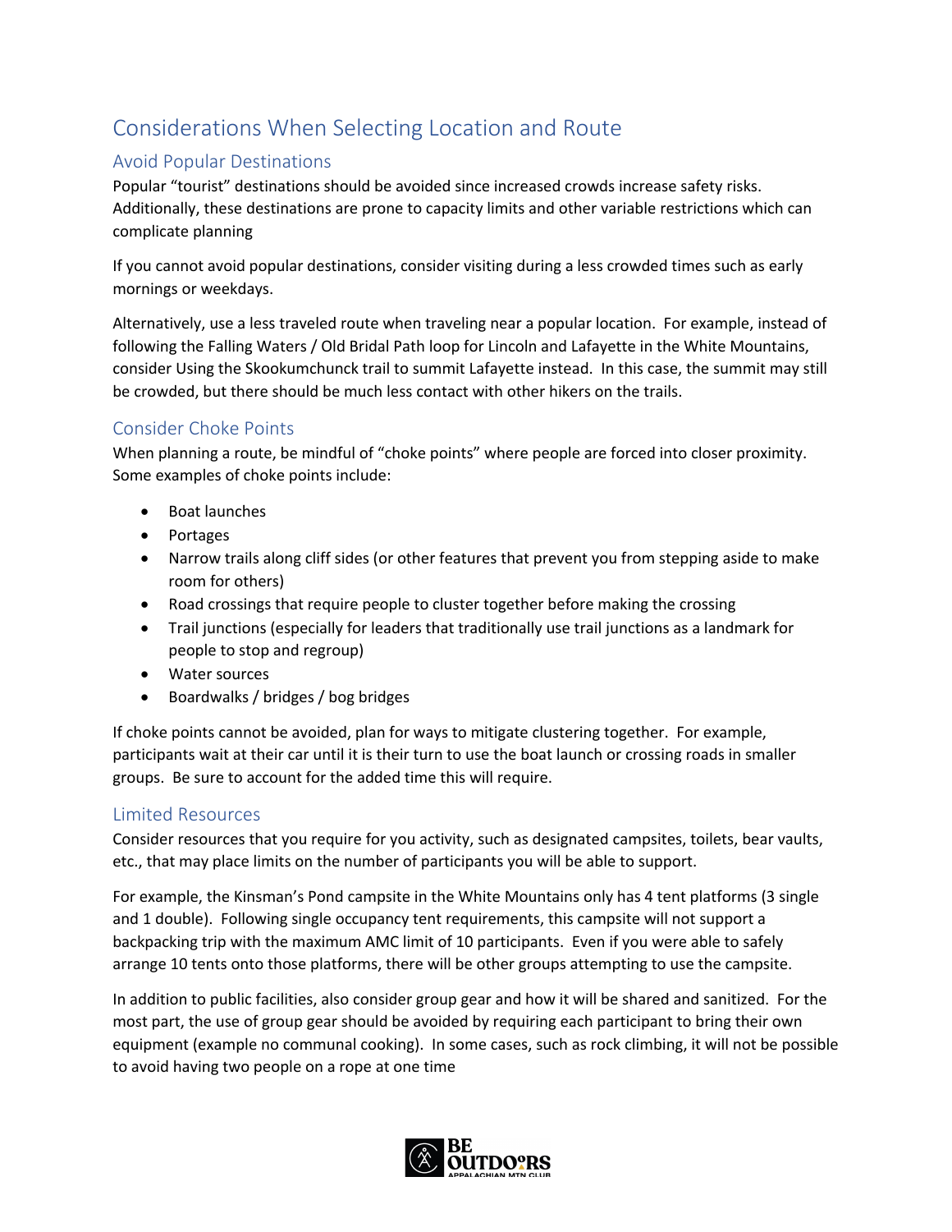# Considerations When Selecting Location and Route

## Avoid Popular Destinations

Popular "tourist" destinations should be avoided since increased crowds increase safety risks. Additionally, these destinations are prone to capacity limits and other variable restrictions which can complicate planning

If you cannot avoid popular destinations, consider visiting during a less crowded times such as early mornings or weekdays.

Alternatively, use a less traveled route when traveling near a popular location. For example, instead of following the Falling Waters / Old Bridal Path loop for Lincoln and Lafayette in the White Mountains, consider Using the Skookumchunck trail to summit Lafayette instead. In this case, the summit may still be crowded, but there should be much less contact with other hikers on the trails.

## Consider Choke Points

When planning a route, be mindful of "choke points" where people are forced into closer proximity. Some examples of choke points include:

- Boat launches
- Portages
- Narrow trails along cliff sides (or other features that prevent you from stepping aside to make room for others)
- Road crossings that require people to cluster together before making the crossing
- Trail junctions (especially for leaders that traditionally use trail junctions as a landmark for people to stop and regroup)
- Water sources
- Boardwalks / bridges / bog bridges

If choke points cannot be avoided, plan for ways to mitigate clustering together. For example, participants wait at their car until it is their turn to use the boat launch or crossing roads in smaller groups. Be sure to account for the added time this will require.

## Limited Resources

Consider resources that you require for you activity, such as designated campsites, toilets, bear vaults, etc., that may place limits on the number of participants you will be able to support.

For example, the Kinsman's Pond campsite in the White Mountains only has 4 tent platforms (3 single and 1 double). Following single occupancy tent requirements, this campsite will not support a backpacking trip with the maximum AMC limit of 10 participants. Even if you were able to safely arrange 10 tents onto those platforms, there will be other groups attempting to use the campsite.

In addition to public facilities, also consider group gear and how it will be shared and sanitized. For the most part, the use of group gear should be avoided by requiring each participant to bring their own equipment (example no communal cooking). In some cases, such as rock climbing, it will not be possible to avoid having two people on a rope at one time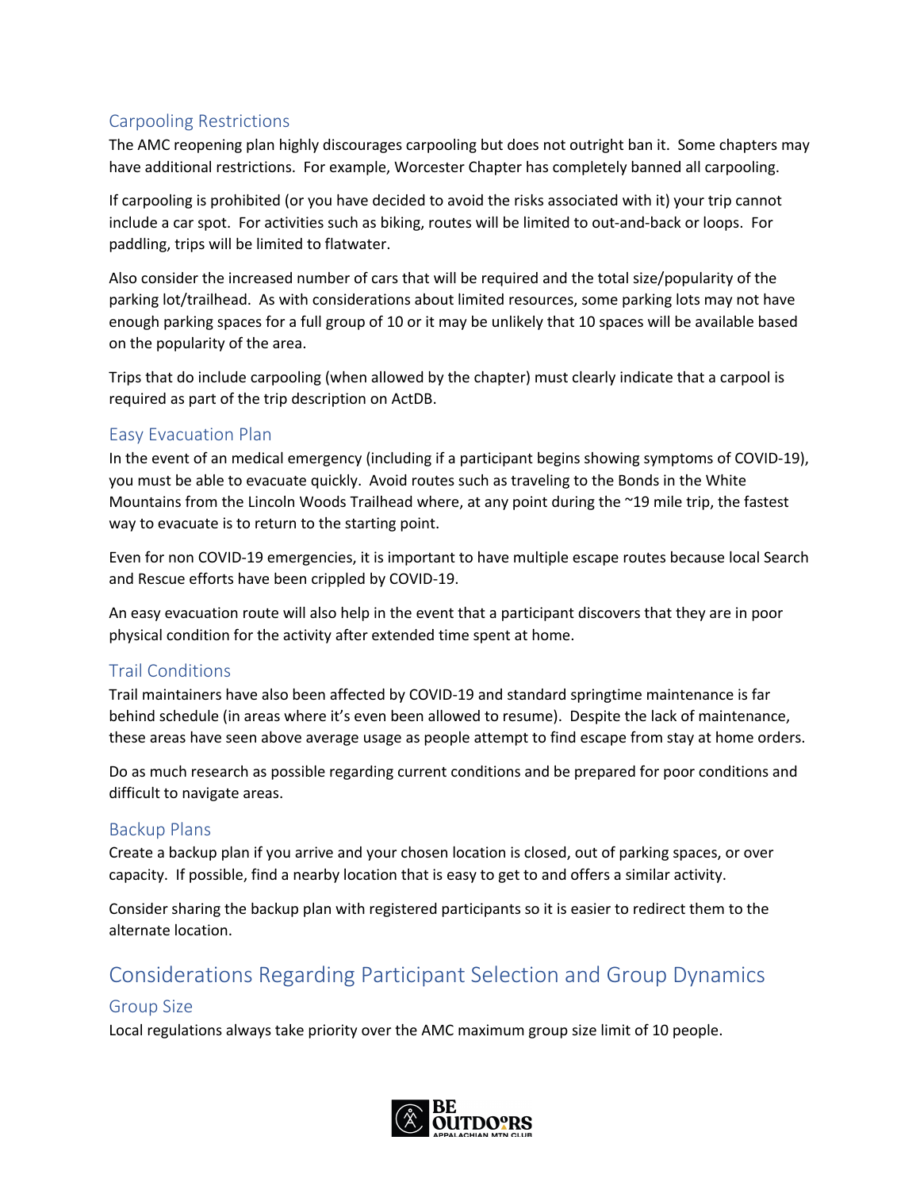### Carpooling Restrictions

The AMC reopening plan highly discourages carpooling but does not outright ban it. Some chapters may have additional restrictions. For example, Worcester Chapter has completely banned all carpooling.

If carpooling is prohibited (or you have decided to avoid the risks associated with it) your trip cannot include a car spot. For activities such as biking, routes will be limited to out-and-back or loops. For paddling, trips will be limited to flatwater.

Also consider the increased number of cars that will be required and the total size/popularity of the parking lot/trailhead. As with considerations about limited resources, some parking lots may not have enough parking spaces for a full group of 10 or it may be unlikely that 10 spaces will be available based on the popularity of the area.

Trips that do include carpooling (when allowed by the chapter) must clearly indicate that a carpool is required as part of the trip description on ActDB.

### Easy Evacuation Plan

In the event of an medical emergency (including if a participant begins showing symptoms of COVID-19), you must be able to evacuate quickly. Avoid routes such as traveling to the Bonds in the White Mountains from the Lincoln Woods Trailhead where, at any point during the ~19 mile trip, the fastest way to evacuate is to return to the starting point.

Even for non COVID-19 emergencies, it is important to have multiple escape routes because local Search and Rescue efforts have been crippled by COVID-19.

An easy evacuation route will also help in the event that a participant discovers that they are in poor physical condition for the activity after extended time spent at home.

### Trail Conditions

Trail maintainers have also been affected by COVID-19 and standard springtime maintenance is far behind schedule (in areas where it's even been allowed to resume). Despite the lack of maintenance, these areas have seen above average usage as people attempt to find escape from stay at home orders.

Do as much research as possible regarding current conditions and be prepared for poor conditions and difficult to navigate areas.

### Backup Plans

Create a backup plan if you arrive and your chosen location is closed, out of parking spaces, or over capacity. If possible, find a nearby location that is easy to get to and offers a similar activity.

Consider sharing the backup plan with registered participants so it is easier to redirect them to the alternate location.

## Considerations Regarding Participant Selection and Group Dynamics

### Group Size

Local regulations always take priority over the AMC maximum group size limit of 10 people.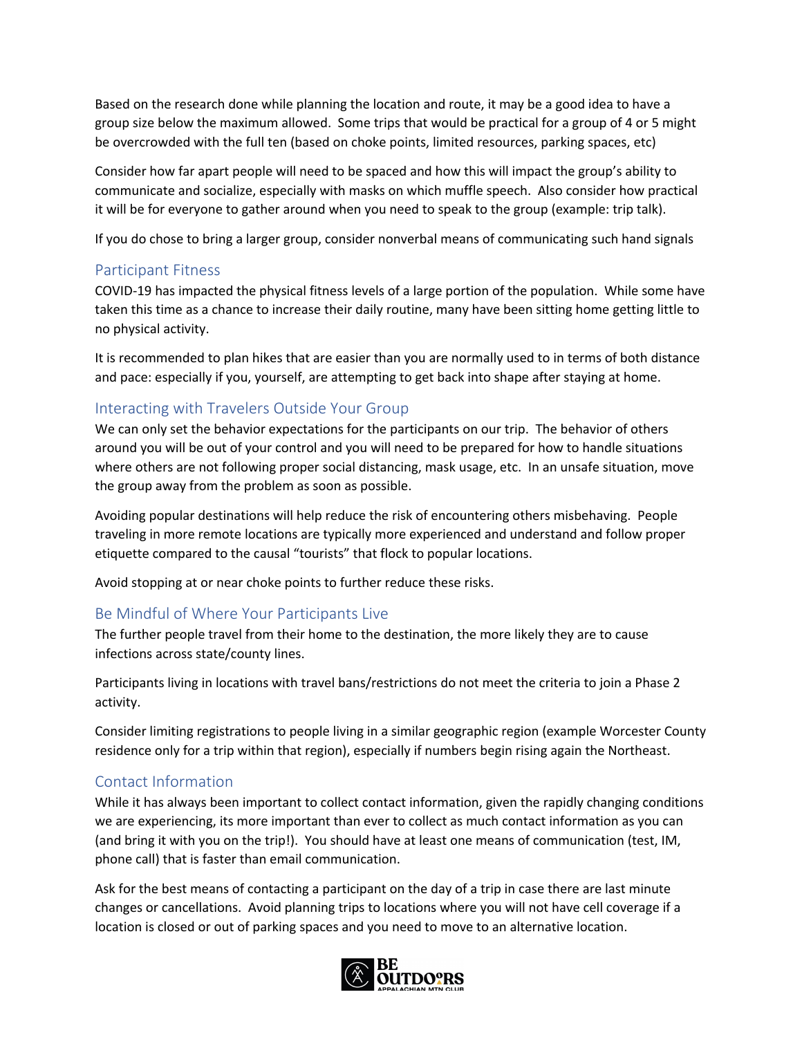Based on the research done while planning the location and route, it may be a good idea to have a group size below the maximum allowed. Some trips that would be practical for a group of 4 or 5 might be overcrowded with the full ten (based on choke points, limited resources, parking spaces, etc)

Consider how far apart people will need to be spaced and how this will impact the group's ability to communicate and socialize, especially with masks on which muffle speech. Also consider how practical it will be for everyone to gather around when you need to speak to the group (example: trip talk).

If you do chose to bring a larger group, consider nonverbal means of communicating such hand signals

## Participant Fitness

COVID-19 has impacted the physical fitness levels of a large portion of the population. While some have taken this time as a chance to increase their daily routine, many have been sitting home getting little to no physical activity.

It is recommended to plan hikes that are easier than you are normally used to in terms of both distance and pace: especially if you, yourself, are attempting to get back into shape after staying at home.

## Interacting with Travelers Outside Your Group

We can only set the behavior expectations for the participants on our trip. The behavior of others around you will be out of your control and you will need to be prepared for how to handle situations where others are not following proper social distancing, mask usage, etc. In an unsafe situation, move the group away from the problem as soon as possible.

Avoiding popular destinations will help reduce the risk of encountering others misbehaving. People traveling in more remote locations are typically more experienced and understand and follow proper etiquette compared to the causal "tourists" that flock to popular locations.

Avoid stopping at or near choke points to further reduce these risks.

## Be Mindful of Where Your Participants Live

The further people travel from their home to the destination, the more likely they are to cause infections across state/county lines.

Participants living in locations with travel bans/restrictions do not meet the criteria to join a Phase 2 activity.

Consider limiting registrations to people living in a similar geographic region (example Worcester County residence only for a trip within that region), especially if numbers begin rising again the Northeast.

## Contact Information

While it has always been important to collect contact information, given the rapidly changing conditions we are experiencing, its more important than ever to collect as much contact information as you can (and bring it with you on the trip!). You should have at least one means of communication (test, IM, phone call) that is faster than email communication.

Ask for the best means of contacting a participant on the day of a trip in case there are last minute changes or cancellations. Avoid planning trips to locations where you will not have cell coverage if a location is closed or out of parking spaces and you need to move to an alternative location.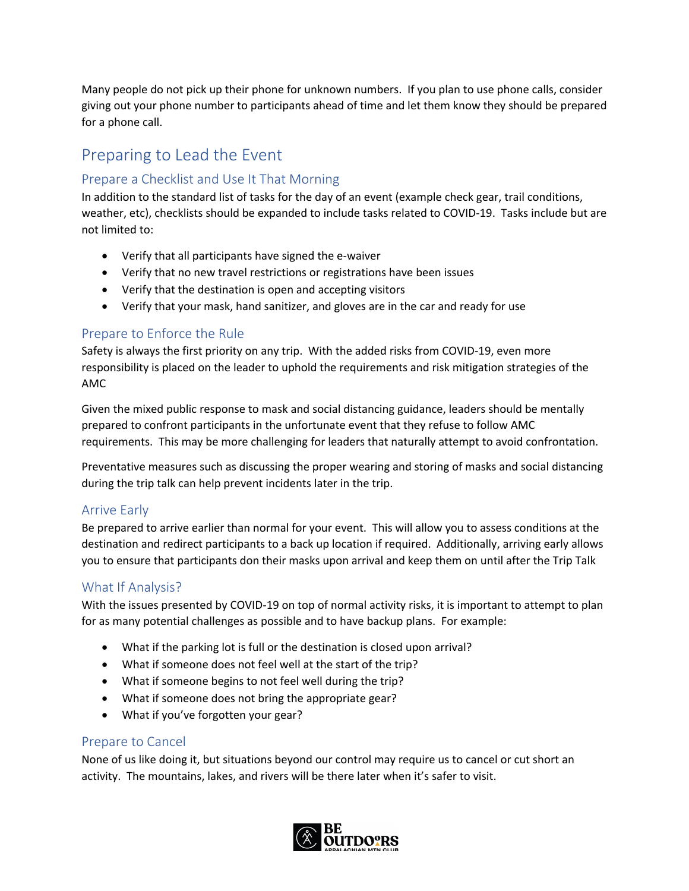Many people do not pick up their phone for unknown numbers. If you plan to use phone calls, consider giving out your phone number to participants ahead of time and let them know they should be prepared for a phone call.

## Preparing to Lead the Event

### Prepare a Checklist and Use It That Morning

In addition to the standard list of tasks for the day of an event (example check gear, trail conditions, weather, etc), checklists should be expanded to include tasks related to COVID-19. Tasks include but are not limited to:

- Verify that all participants have signed the e-waiver
- Verify that no new travel restrictions or registrations have been issues
- Verify that the destination is open and accepting visitors
- Verify that your mask, hand sanitizer, and gloves are in the car and ready for use

### Prepare to Enforce the Rule

Safety is always the first priority on any trip. With the added risks from COVID-19, even more responsibility is placed on the leader to uphold the requirements and risk mitigation strategies of the AMC

Given the mixed public response to mask and social distancing guidance, leaders should be mentally prepared to confront participants in the unfortunate event that they refuse to follow AMC requirements. This may be more challenging for leaders that naturally attempt to avoid confrontation.

Preventative measures such as discussing the proper wearing and storing of masks and social distancing during the trip talk can help prevent incidents later in the trip.

### Arrive Early

Be prepared to arrive earlier than normal for your event. This will allow you to assess conditions at the destination and redirect participants to a back up location if required. Additionally, arriving early allows you to ensure that participants don their masks upon arrival and keep them on until after the Trip Talk

### What If Analysis?

With the issues presented by COVID-19 on top of normal activity risks, it is important to attempt to plan for as many potential challenges as possible and to have backup plans. For example:

- What if the parking lot is full or the destination is closed upon arrival?
- What if someone does not feel well at the start of the trip?
- What if someone begins to not feel well during the trip?
- What if someone does not bring the appropriate gear?
- What if you've forgotten your gear?

### Prepare to Cancel

None of us like doing it, but situations beyond our control may require us to cancel or cut short an activity. The mountains, lakes, and rivers will be there later when it's safer to visit.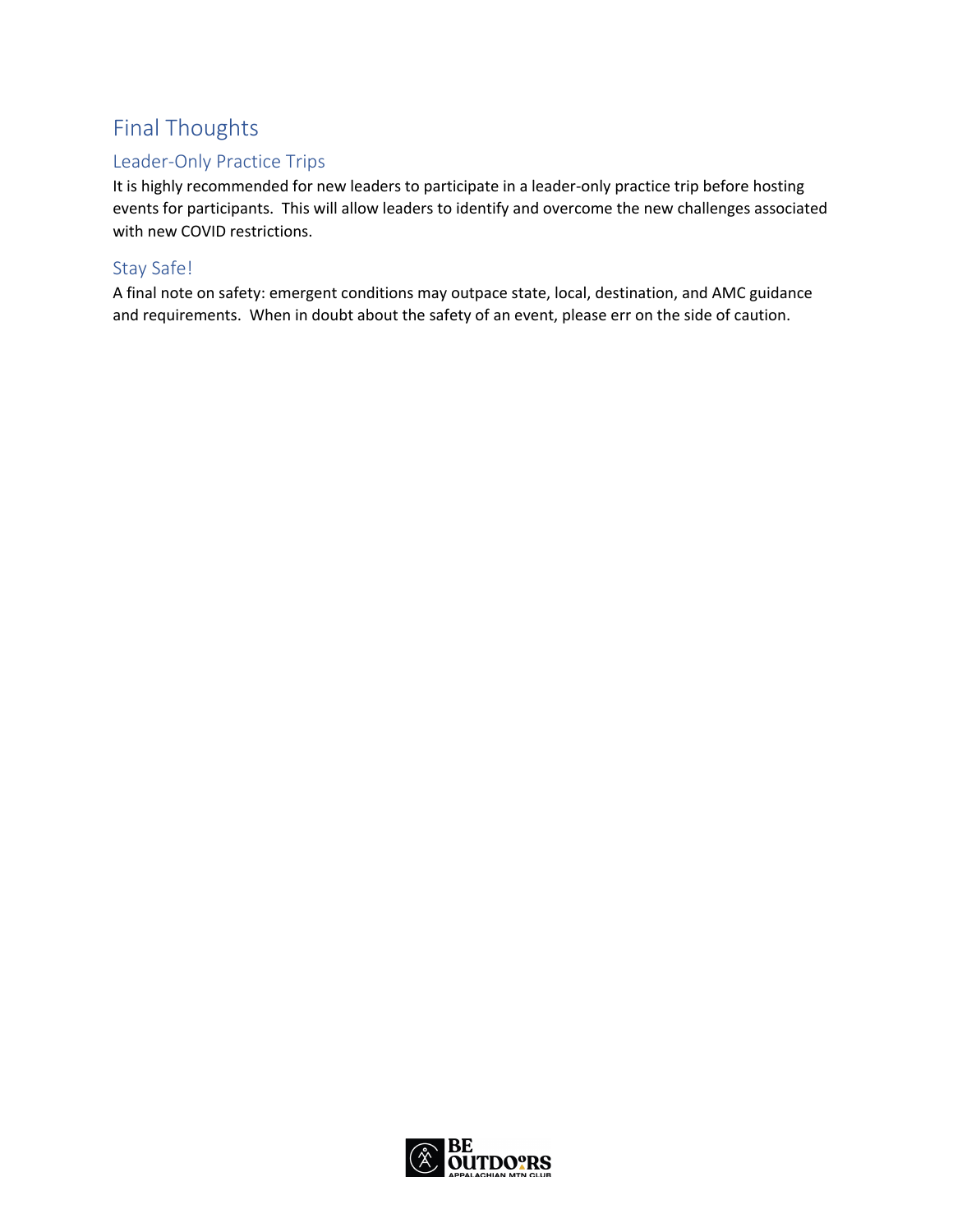# Final Thoughts

## Leader-Only Practice Trips

It is highly recommended for new leaders to participate in a leader-only practice trip before hosting events for participants. This will allow leaders to identify and overcome the new challenges associated with new COVID restrictions.

## Stay Safe!

A final note on safety: emergent conditions may outpace state, local, destination, and AMC guidance and requirements. When in doubt about the safety of an event, please err on the side of caution.